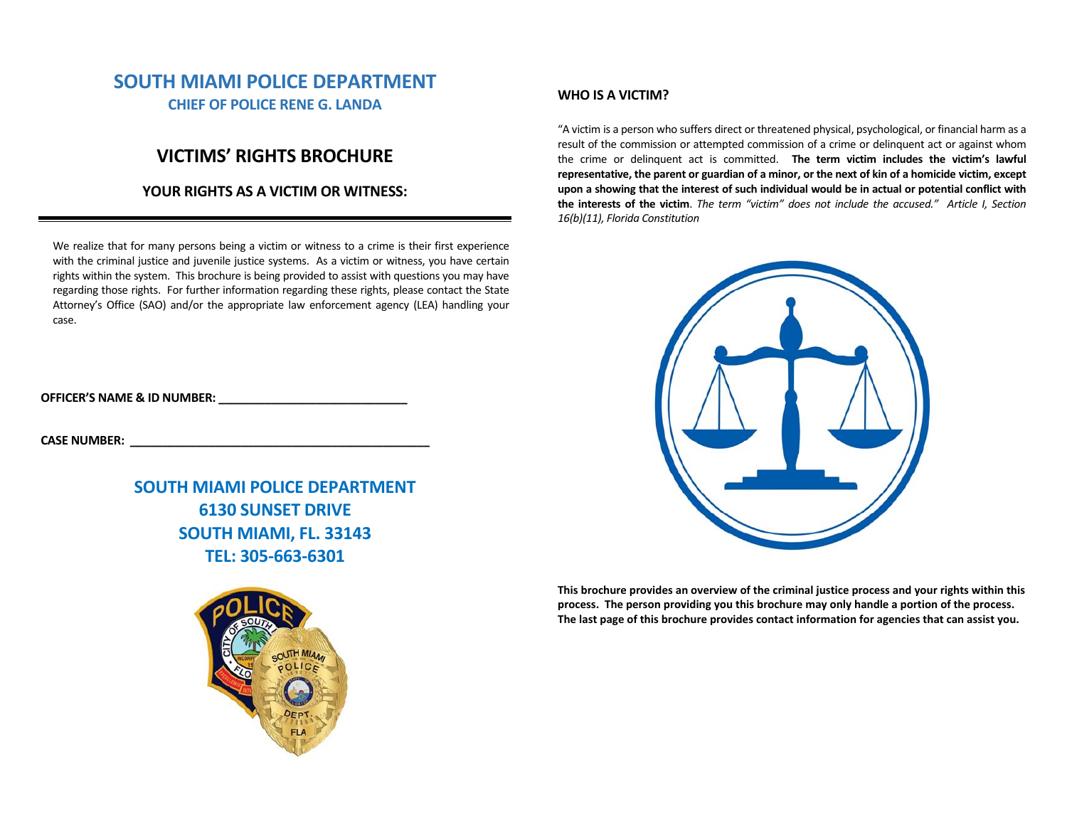# SOUTH MIAMI POLICE DEPARTMENT

**CHIEF OF POLICE RENE G. LANDA**

## VICTIMS' RIGHTS BROCHURE

### YOUR RIGHTS AS A VICTIM OR WITNESS:

---

We realize that for many persons being a victim or witness to a crime is their first experience with the criminal justice and juvenile justice systems. As a victim or witness, you have certain rights within the system. This brochure is being provided to assist with questions you may have regarding those rights. For further information regarding these rights, please contact the State Attorney's Office (SAO) and/or the appropriate law enforcement agency (LEA) handling your case.

**OFFICER'S NAME & ID NUMBER:** ____________________________

**CASE NUMBER:** ____________________________________________

**SOUTH MIAMI POLICE DEPARTMENT**
**6130 SUNSET DRIVE**
**SOUTH MIAMI, FL. 33143**
**TEL: 305-663-6301**

### WHO IS A VICTIM?

"A victim is a person who suffers direct or threatened physical, psychological, or financial harm as a result of the commission or attempted commission of a crime or delinquent act or against whom the crime or delinquent act is committed. **The term victim includes the victim's lawful representative, the parent or guardian of a minor, or the next of kin of a homicide victim, except upon a showing that the interest of such individual would be in actual or potential conflict with the interests of the victim**. *The term "victim" does not include the accused." Article I, Section 16(b)(11), Florida Constitution*

**This brochure provides an overview of the criminal justice process and your rights within this process. The person providing you this brochure may only handle a portion of the process. The last page of this brochure provides contact information for agencies that can assist you.**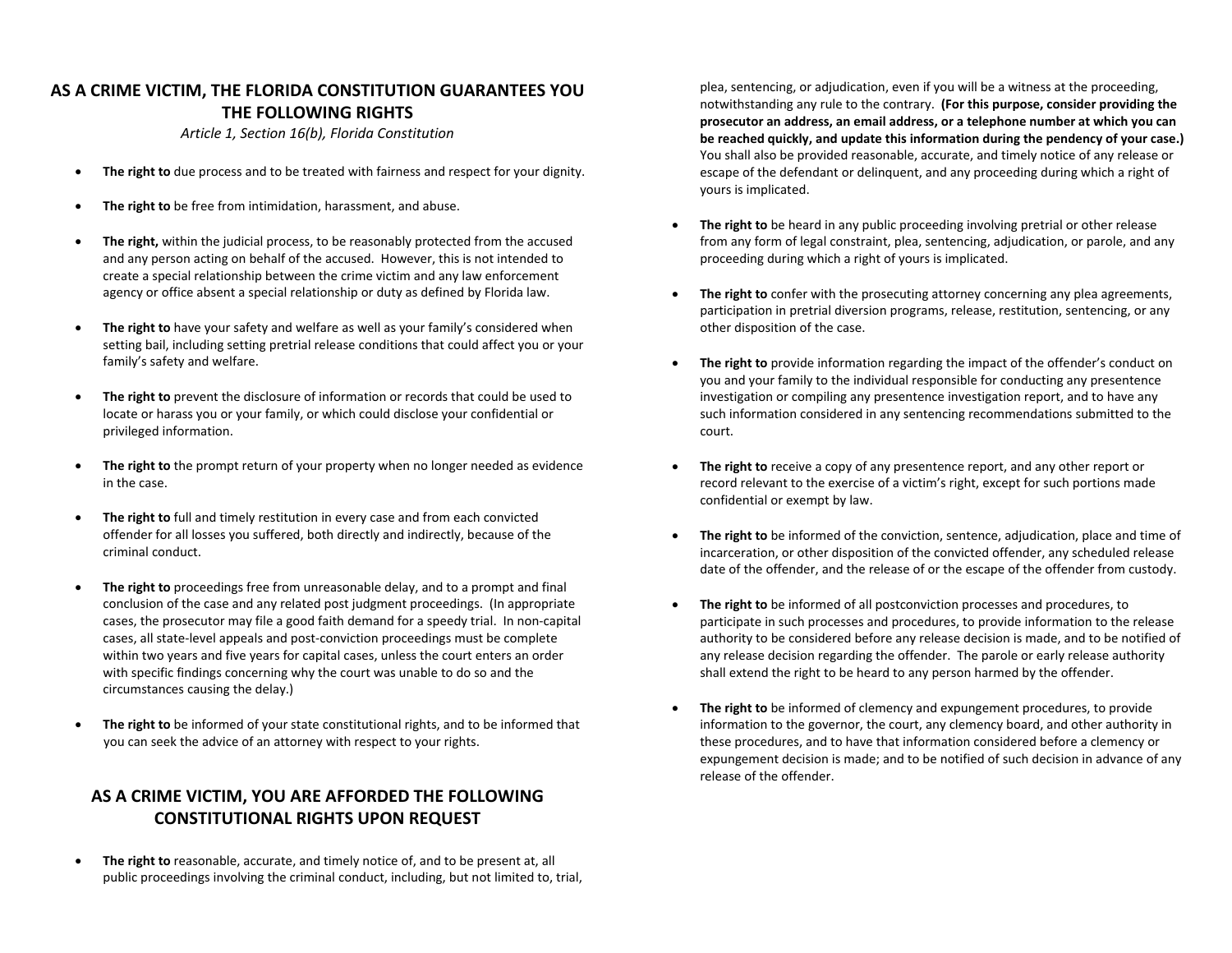## AS A CRIME VICTIM, THE FLORIDA CONSTITUTION GUARANTEES YOU THE FOLLOWING RIGHTS

*Article 1, Section 16(b), Florida Constitution*

- **The right to** due process and to be treated with fairness and respect for your dignity.
- **The right to** be free from intimidation, harassment, and abuse.
- **The right,** within the judicial process, to be reasonably protected from the accused and any person acting on behalf of the accused. However, this is not intended to create a special relationship between the crime victim and any law enforcement agency or office absent a special relationship or duty as defined by Florida law.
- **The right to** have your safety and welfare as well as your family's considered when setting bail, including setting pretrial release conditions that could affect you or your family's safety and welfare.
- **The right to** prevent the disclosure of information or records that could be used to locate or harass you or your family, or which could disclose your confidential or privileged information.
- **The right to** the prompt return of your property when no longer needed as evidence in the case.
- **The right to** full and timely restitution in every case and from each convicted offender for all losses you suffered, both directly and indirectly, because of the criminal conduct.
- **The right to** proceedings free from unreasonable delay, and to a prompt and final conclusion of the case and any related post judgment proceedings. (In appropriate cases, the prosecutor may file a good faith demand for a speedy trial. In non-capital cases, all state-level appeals and post-conviction proceedings must be complete within two years and five years for capital cases, unless the court enters an order with specific findings concerning why the court was unable to do so and the circumstances causing the delay.)
- **The right to** be informed of your state constitutional rights, and to be informed that you can seek the advice of an attorney with respect to your rights.

## AS A CRIME VICTIM, YOU ARE AFFORDED THE FOLLOWING CONSTITUTIONAL RIGHTS UPON REQUEST

- **The right to** reasonable, accurate, and timely notice of, and to be present at, all public proceedings involving the criminal conduct, including, but not limited to, trial, plea, sentencing, or adjudication, even if you will be a witness at the proceeding, notwithstanding any rule to the contrary. **(For this purpose, consider providing the prosecutor an address, an email address, or a telephone number at which you can be reached quickly, and update this information during the pendency of your case.)** You shall also be provided reasonable, accurate, and timely notice of any release or escape of the defendant or delinquent, and any proceeding during which a right of yours is implicated.
- **The right to** be heard in any public proceeding involving pretrial or other release from any form of legal constraint, plea, sentencing, adjudication, or parole, and any proceeding during which a right of yours is implicated.
- **The right to** confer with the prosecuting attorney concerning any plea agreements, participation in pretrial diversion programs, release, restitution, sentencing, or any other disposition of the case.
- **The right to** provide information regarding the impact of the offender's conduct on you and your family to the individual responsible for conducting any presentence investigation or compiling any presentence investigation report, and to have any such information considered in any sentencing recommendations submitted to the court.
- **The right to** receive a copy of any presentence report, and any other report or record relevant to the exercise of a victim's right, except for such portions made confidential or exempt by law.
- **The right to** be informed of the conviction, sentence, adjudication, place and time of incarceration, or other disposition of the convicted offender, any scheduled release date of the offender, and the release of or the escape of the offender from custody.
- **The right to** be informed of all postconviction processes and procedures, to participate in such processes and procedures, to provide information to the release authority to be considered before any release decision is made, and to be notified of any release decision regarding the offender. The parole or early release authority shall extend the right to be heard to any person harmed by the offender.
- **The right to** be informed of clemency and expungement procedures, to provide information to the governor, the court, any clemency board, and other authority in these procedures, and to have that information considered before a clemency or expungement decision is made; and to be notified of such decision in advance of any release of the offender.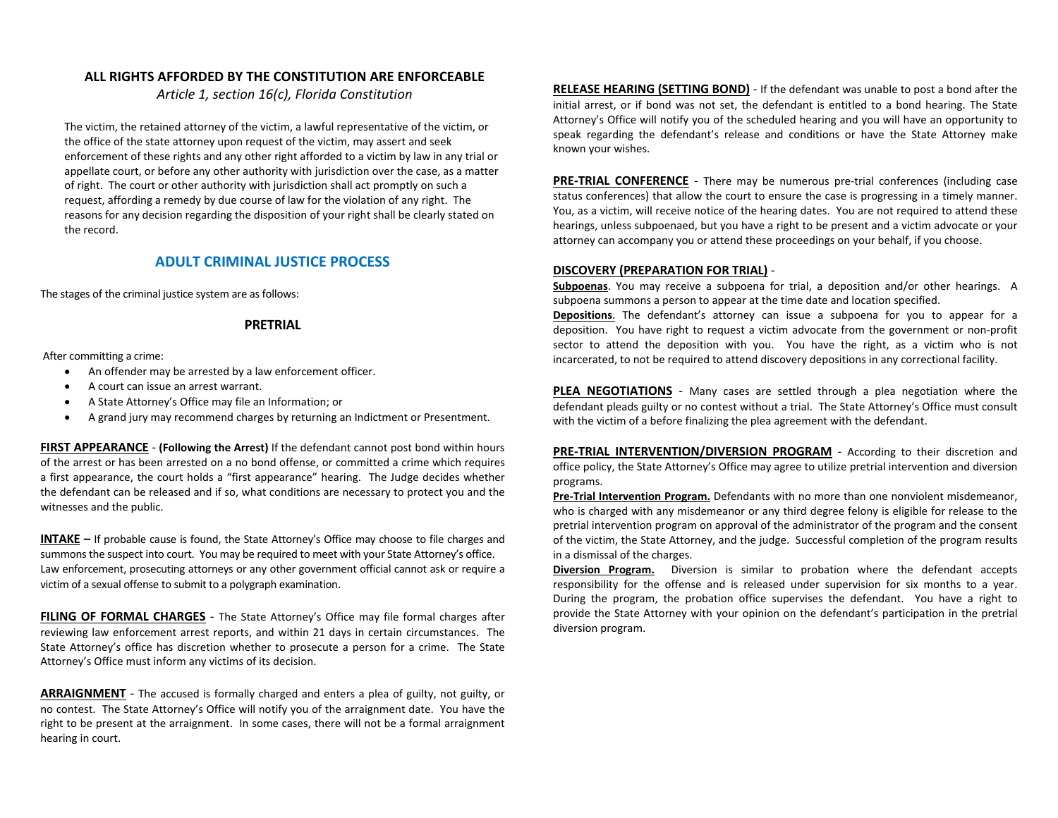## ALL RIGHTS AFFORDED BY THE CONSTITUTION ARE ENFORCEABLE

*Article 1, section 16(c), Florida Constitution*

The victim, the retained attorney of the victim, a lawful representative of the victim, or the office of the state attorney upon request of the victim, may assert and seek enforcement of these rights and any other right afforded to a victim by law in any trial or appellate court, or before any other authority with jurisdiction over the case, as a matter of right. The court or other authority with jurisdiction shall act promptly on such a request, affording a remedy by due course of law for the violation of any right. The reasons for any decision regarding the disposition of your right shall be clearly stated on the record.

## ADULT CRIMINAL JUSTICE PROCESS

The stages of the criminal justice system are as follows:

### PRETRIAL

After committing a crime:

- An offender may be arrested by a law enforcement officer.
- A court can issue an arrest warrant.
- A State Attorney's Office may file an Information; or
- A grand jury may recommend charges by returning an Indictment or Presentment.

**FIRST APPEARANCE** - **(Following the Arrest)** If the defendant cannot post bond within hours of the arrest or has been arrested on a no bond offense, or committed a crime which requires a first appearance, the court holds a "first appearance" hearing. The Judge decides whether the defendant can be released and if so, what conditions are necessary to protect you and the witnesses and the public.

**INTAKE –** If probable cause is found, the State Attorney's Office may choose to file charges and summons the suspect into court. You may be required to meet with your State Attorney's office. Law enforcement, prosecuting attorneys or any other government official cannot ask or require a victim of a sexual offense to submit to a polygraph examination.

**FILING OF FORMAL CHARGES** - The State Attorney's Office may file formal charges after reviewing law enforcement arrest reports, and within 21 days in certain circumstances. The State Attorney's office has discretion whether to prosecute a person for a crime. The State Attorney's Office must inform any victims of its decision.

**ARRAIGNMENT** - The accused is formally charged and enters a plea of guilty, not guilty, or no contest. The State Attorney's Office will notify you of the arraignment date. You have the right to be present at the arraignment. In some cases, there will not be a formal arraignment hearing in court.

**RELEASE HEARING (SETTING BOND)** - If the defendant was unable to post a bond after the initial arrest, or if bond was not set, the defendant is entitled to a bond hearing. The State Attorney's Office will notify you of the scheduled hearing and you will have an opportunity to speak regarding the defendant's release and conditions or have the State Attorney make known your wishes.

**PRE-TRIAL CONFERENCE** - There may be numerous pre-trial conferences (including case status conferences) that allow the court to ensure the case is progressing in a timely manner. You, as a victim, will receive notice of the hearing dates. You are not required to attend these hearings, unless subpoenaed, but you have a right to be present and a victim advocate or your attorney can accompany you or attend these proceedings on your behalf, if you choose.

**DISCOVERY (PREPARATION FOR TRIAL)** -

**Subpoenas**. You may receive a subpoena for trial, a deposition and/or other hearings. A subpoena summons a person to appear at the time date and location specified.

**Depositions**. The defendant's attorney can issue a subpoena for you to appear for a deposition. You have right to request a victim advocate from the government or non-profit sector to attend the deposition with you. You have the right, as a victim who is not incarcerated, to not be required to attend discovery depositions in any correctional facility.

**PLEA NEGOTIATIONS** - Many cases are settled through a plea negotiation where the defendant pleads guilty or no contest without a trial. The State Attorney's Office must consult with the victim of a before finalizing the plea agreement with the defendant.

**PRE-TRIAL INTERVENTION/DIVERSION PROGRAM** - According to their discretion and office policy, the State Attorney's Office may agree to utilize pretrial intervention and diversion programs.

**Pre-Trial Intervention Program.** Defendants with no more than one nonviolent misdemeanor, who is charged with any misdemeanor or any third degree felony is eligible for release to the pretrial intervention program on approval of the administrator of the program and the consent of the victim, the State Attorney, and the judge. Successful completion of the program results in a dismissal of the charges.

**Diversion Program.** Diversion is similar to probation where the defendant accepts responsibility for the offense and is released under supervision for six months to a year. During the program, the probation office supervises the defendant. You have a right to provide the State Attorney with your opinion on the defendant's participation in the pretrial diversion program.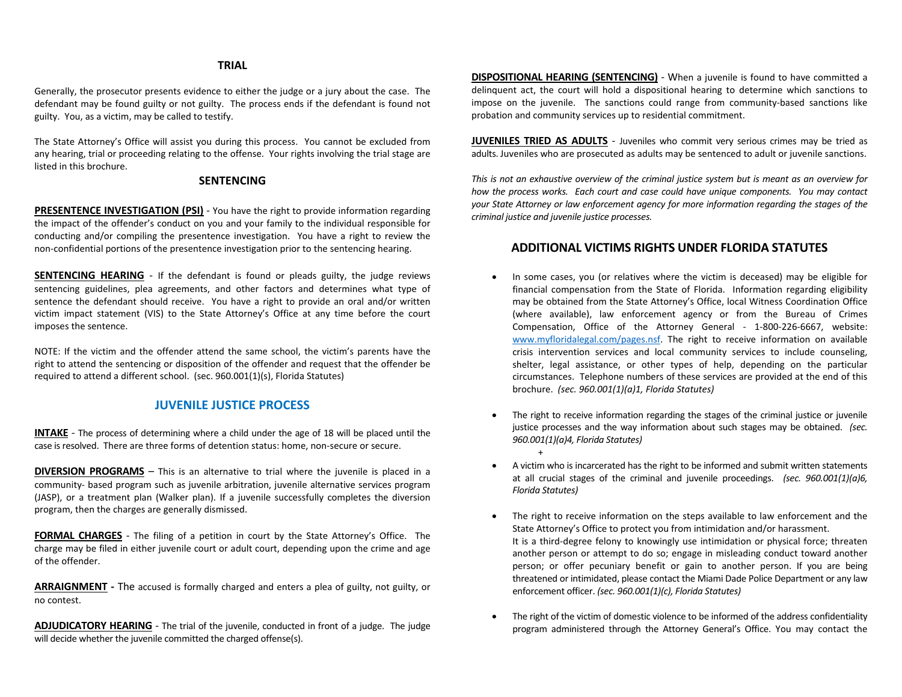## TRIAL

Generally, the prosecutor presents evidence to either the judge or a jury about the case. The defendant may be found guilty or not guilty. The process ends if the defendant is found not guilty. You, as a victim, may be called to testify.

The State Attorney's Office will assist you during this process. You cannot be excluded from any hearing, trial or proceeding relating to the offense. Your rights involving the trial stage are listed in this brochure.

## SENTENCING

**PRESENTENCE INVESTIGATION (PSI)** - You have the right to provide information regarding the impact of the offender's conduct on you and your family to the individual responsible for conducting and/or compiling the presentence investigation. You have a right to review the non-confidential portions of the presentence investigation prior to the sentencing hearing.

**SENTENCING HEARING** - If the defendant is found or pleads guilty, the judge reviews sentencing guidelines, plea agreements, and other factors and determines what type of sentence the defendant should receive. You have a right to provide an oral and/or written victim impact statement (VIS) to the State Attorney's Office at any time before the court imposes the sentence.

NOTE: If the victim and the offender attend the same school, the victim's parents have the right to attend the sentencing or disposition of the offender and request that the offender be required to attend a different school. (sec. 960.001(1)(s), Florida Statutes)

## JUVENILE JUSTICE PROCESS

**INTAKE** - The process of determining where a child under the age of 18 will be placed until the case is resolved. There are three forms of detention status: home, non-secure or secure.

**DIVERSION PROGRAMS** – This is an alternative to trial where the juvenile is placed in a community- based program such as juvenile arbitration, juvenile alternative services program (JASP), or a treatment plan (Walker plan). If a juvenile successfully completes the diversion program, then the charges are generally dismissed.

**FORMAL CHARGES** - The filing of a petition in court by the State Attorney's Office. The charge may be filed in either juvenile court or adult court, depending upon the crime and age of the offender.

**ARRAIGNMENT -** The accused is formally charged and enters a plea of guilty, not guilty, or no contest.

**ADJUDICATORY HEARING** - The trial of the juvenile, conducted in front of a judge. The judge will decide whether the juvenile committed the charged offense(s).

**DISPOSITIONAL HEARING (SENTENCING)** - When a juvenile is found to have committed a delinquent act, the court will hold a dispositional hearing to determine which sanctions to impose on the juvenile. The sanctions could range from community-based sanctions like probation and community services up to residential commitment.

**JUVENILES TRIED AS ADULTS** - Juveniles who commit very serious crimes may be tried as adults. Juveniles who are prosecuted as adults may be sentenced to adult or juvenile sanctions.

*This is not an exhaustive overview of the criminal justice system but is meant as an overview for how the process works. Each court and case could have unique components. You may contact your State Attorney or law enforcement agency for more information regarding the stages of the criminal justice and juvenile justice processes.*

## ADDITIONAL VICTIMS RIGHTS UNDER FLORIDA STATUTES

- In some cases, you (or relatives where the victim is deceased) may be eligible for financial compensation from the State of Florida. Information regarding eligibility may be obtained from the State Attorney's Office, local Witness Coordination Office (where available), law enforcement agency or from the Bureau of Crimes Compensation, Office of the Attorney General - 1-800-226-6667, website: www.myfloridalegal.com/pages.nsf. The right to receive information on available crisis intervention services and local community services to include counseling, shelter, legal assistance, or other types of help, depending on the particular circumstances. Telephone numbers of these services are provided at the end of this brochure. *(sec. 960.001(1)(a)1, Florida Statutes)*

- The right to receive information regarding the stages of the criminal justice or juvenile justice processes and the way information about such stages may be obtained. *(sec. 960.001(1)(a)4, Florida Statutes)*
  +

- A victim who is incarcerated has the right to be informed and submit written statements at all crucial stages of the criminal and juvenile proceedings. *(sec. 960.001(1)(a)6, Florida Statutes)*

- The right to receive information on the steps available to law enforcement and the State Attorney's Office to protect you from intimidation and/or harassment.
  It is a third-degree felony to knowingly use intimidation or physical force; threaten another person or attempt to do so; engage in misleading conduct toward another person; or offer pecuniary benefit or gain to another person. If you are being threatened or intimidated, please contact the Miami Dade Police Department or any law enforcement officer. *(sec. 960.001(1)(c), Florida Statutes)*

- The right of the victim of domestic violence to be informed of the address confidentiality program administered through the Attorney General's Office. You may contact the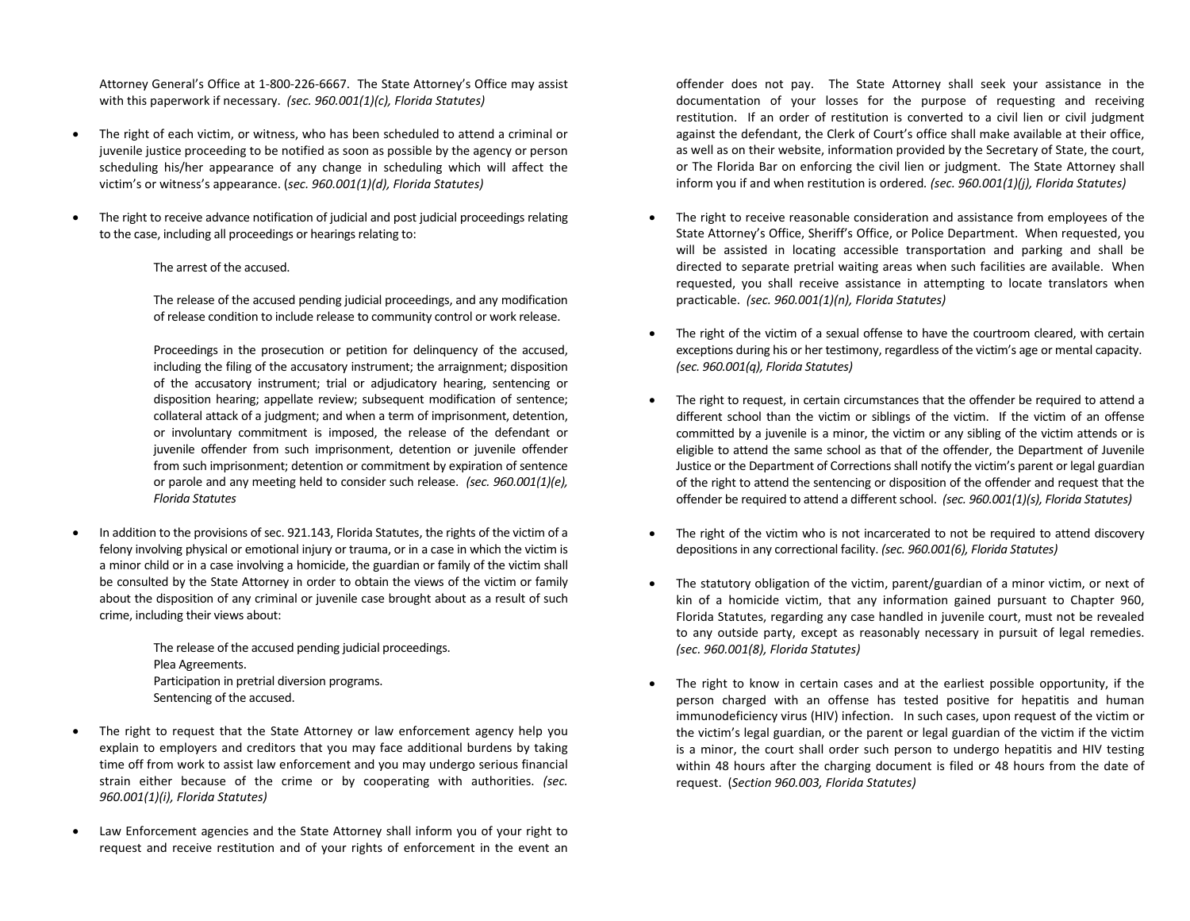Attorney General's Office at 1-800-226-6667. The State Attorney's Office may assist with this paperwork if necessary. *(sec. 960.001(1)(c), Florida Statutes)*

- The right of each victim, or witness, who has been scheduled to attend a criminal or juvenile justice proceeding to be notified as soon as possible by the agency or person scheduling his/her appearance of any change in scheduling which will affect the victim's or witness's appearance. (*sec. 960.001(1)(d), Florida Statutes)*

- The right to receive advance notification of judicial and post judicial proceedings relating to the case, including all proceedings or hearings relating to:

  The arrest of the accused.

  The release of the accused pending judicial proceedings, and any modification of release condition to include release to community control or work release.

  Proceedings in the prosecution or petition for delinquency of the accused, including the filing of the accusatory instrument; the arraignment; disposition of the accusatory instrument; trial or adjudicatory hearing, sentencing or disposition hearing; appellate review; subsequent modification of sentence; collateral attack of a judgment; and when a term of imprisonment, detention, or involuntary commitment is imposed, the release of the defendant or juvenile offender from such imprisonment, detention or juvenile offender from such imprisonment; detention or commitment by expiration of sentence or parole and any meeting held to consider such release. *(sec. 960.001(1)(e), Florida Statutes*

- In addition to the provisions of sec. 921.143, Florida Statutes, the rights of the victim of a felony involving physical or emotional injury or trauma, or in a case in which the victim is a minor child or in a case involving a homicide, the guardian or family of the victim shall be consulted by the State Attorney in order to obtain the views of the victim or family about the disposition of any criminal or juvenile case brought about as a result of such crime, including their views about:

  The release of the accused pending judicial proceedings.
  Plea Agreements.
  Participation in pretrial diversion programs.
  Sentencing of the accused.

- The right to request that the State Attorney or law enforcement agency help you explain to employers and creditors that you may face additional burdens by taking time off from work to assist law enforcement and you may undergo serious financial strain either because of the crime or by cooperating with authorities. *(sec. 960.001(1)(i), Florida Statutes)*

- Law Enforcement agencies and the State Attorney shall inform you of your right to request and receive restitution and of your rights of enforcement in the event an offender does not pay. The State Attorney shall seek your assistance in the documentation of your losses for the purpose of requesting and receiving restitution. If an order of restitution is converted to a civil lien or civil judgment against the defendant, the Clerk of Court's office shall make available at their office, as well as on their website, information provided by the Secretary of State, the court, or The Florida Bar on enforcing the civil lien or judgment. The State Attorney shall inform you if and when restitution is ordered. *(sec. 960.001(1)(j), Florida Statutes)*

- The right to receive reasonable consideration and assistance from employees of the State Attorney's Office, Sheriff's Office, or Police Department. When requested, you will be assisted in locating accessible transportation and parking and shall be directed to separate pretrial waiting areas when such facilities are available. When requested, you shall receive assistance in attempting to locate translators when practicable. *(sec. 960.001(1)(n), Florida Statutes)*

- The right of the victim of a sexual offense to have the courtroom cleared, with certain exceptions during his or her testimony, regardless of the victim's age or mental capacity. *(sec. 960.001(q), Florida Statutes)*

- The right to request, in certain circumstances that the offender be required to attend a different school than the victim or siblings of the victim. If the victim of an offense committed by a juvenile is a minor, the victim or any sibling of the victim attends or is eligible to attend the same school as that of the offender, the Department of Juvenile Justice or the Department of Corrections shall notify the victim's parent or legal guardian of the right to attend the sentencing or disposition of the offender and request that the offender be required to attend a different school. *(sec. 960.001(1)(s), Florida Statutes)*

- The right of the victim who is not incarcerated to not be required to attend discovery depositions in any correctional facility. *(sec. 960.001(6), Florida Statutes)*

- The statutory obligation of the victim, parent/guardian of a minor victim, or next of kin of a homicide victim, that any information gained pursuant to Chapter 960, Florida Statutes, regarding any case handled in juvenile court, must not be revealed to any outside party, except as reasonably necessary in pursuit of legal remedies. *(sec. 960.001(8), Florida Statutes)*

- The right to know in certain cases and at the earliest possible opportunity, if the person charged with an offense has tested positive for hepatitis and human immunodeficiency virus (HIV) infection. In such cases, upon request of the victim or the victim's legal guardian, or the parent or legal guardian of the victim if the victim is a minor, the court shall order such person to undergo hepatitis and HIV testing within 48 hours after the charging document is filed or 48 hours from the date of request. (*Section 960.003, Florida Statutes)*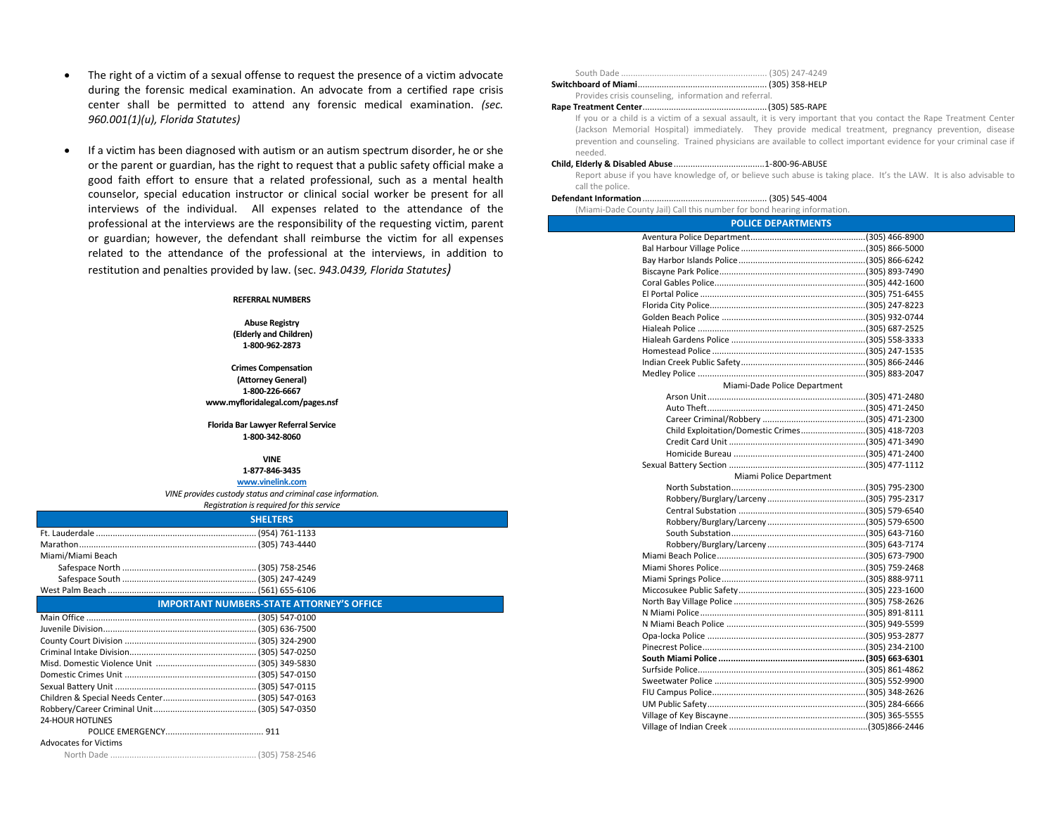- The right of a victim of a sexual offense to request the presence of a victim advocate during the forensic medical examination. An advocate from a certified rape crisis center shall be permitted to attend any forensic medical examination. *(sec. 960.001(1)(u), Florida Statutes)*

- If a victim has been diagnosed with autism or an autism spectrum disorder, he or she or the parent or guardian, has the right to request that a public safety official make a good faith effort to ensure that a related professional, such as a mental health counselor, special education instructor or clinical social worker be present for all interviews of the individual. All expenses related to the attendance of the professional at the interviews are the responsibility of the requesting victim, parent or guardian; however, the defendant shall reimburse the victim for all expenses related to the attendance of the professional at the interviews, in addition to restitution and penalties provided by law. (sec. *943.0439, Florida Statutes)*

**REFERRAL NUMBERS**

**Abuse Registry**
**(Elderly and Children)**
**1-800-962-2873**

**Crimes Compensation**
**(Attorney General)**
**1-800-226-6667**
**www.myfloridalegal.com/pages.nsf**

**Florida Bar Lawyer Referral Service**
**1-800-342-8060**

**VINE**
**1-877-846-3435**
www.vinelink.com
*VINE provides custody status and criminal case information.*
*Registration is required for this service*

## SHELTERS

| | |
|---|---|
| Ft. Lauderdale | (954) 761-1133 |
| Marathon | (305) 743-4440 |
| Miami/Miami Beach | |
| Safespace North | (305) 758-2546 |
| Safespace South | (305) 247-4249 |
| West Palm Beach | (561) 655-6106 |

## IMPORTANT NUMBERS-STATE ATTORNEY'S OFFICE

| | |
|---|---|
| Main Office | (305) 547-0100 |
| Juvenile Division | (305) 636-7500 |
| County Court Division | (305) 324-2900 |
| Criminal Intake Division | (305) 547-0250 |
| Misd. Domestic Violence Unit | (305) 349-5830 |
| Domestic Crimes Unit | (305) 547-0150 |
| Sexual Battery Unit | (305) 547-0115 |
| Children & Special Needs Center | (305) 547-0163 |
| Robbery/Career Criminal Unit | (305) 547-0350 |

24-HOUR HOTLINES

POLICE EMERGENCY ........ 911

Advocates for Victims

North Dade ........ (305) 758-2546
South Dade ........ (305) 247-4249

**Switchboard of Miami** ........ (305) 358-HELP
Provides crisis counseling, information and referral.

**Rape Treatment Center** ........ (305) 585-RAPE
If you or a child is a victim of a sexual assault, it is very important that you contact the Rape Treatment Center (Jackson Memorial Hospital) immediately. They provide medical treatment, pregnancy prevention, disease prevention and counseling. Trained physicians are available to collect important evidence for your criminal case if needed.

**Child, Elderly & Disabled Abuse** ........ 1-800-96-ABUSE
Report abuse if you have knowledge of, or believe such abuse is taking place. It's the LAW. It is also advisable to call the police.

**Defendant Information** ........ (305) 545-4004
(Miami-Dade County Jail) Call this number for bond hearing information.

## POLICE DEPARTMENTS

| | |
|---|---|
| Aventura Police Department | (305) 466-8900 |
| Bal Harbour Village Police | (305) 866-5000 |
| Bay Harbor Islands Police | (305) 866-6242 |
| Biscayne Park Police | (305) 893-7490 |
| Coral Gables Police | (305) 442-1600 |
| El Portal Police | (305) 751-6455 |
| Florida City Police | (305) 247-8223 |
| Golden Beach Police | (305) 932-0744 |
| Hialeah Police | (305) 687-2525 |
| Hialeah Gardens Police | (305) 558-3333 |
| Homestead Police | (305) 247-1535 |
| Indian Creek Public Safety | (305) 866-2446 |
| Medley Police | (305) 883-2047 |
| Miami-Dade Police Department | |
| Arson Unit | (305) 471-2480 |
| Auto Theft | (305) 471-2450 |
| Career Criminal/Robbery | (305) 471-2300 |
| Child Exploitation/Domestic Crimes | (305) 418-7203 |
| Credit Card Unit | (305) 471-3490 |
| Homicide Bureau | (305) 471-2400 |
| Sexual Battery Section | (305) 477-1112 |
| Miami Police Department | |
| North Substation | (305) 795-2300 |
| Robbery/Burglary/Larceny | (305) 795-2317 |
| Central Substation | (305) 579-6540 |
| Robbery/Burglary/Larceny | (305) 579-6500 |
| South Substation | (305) 643-7160 |
| Robbery/Burglary/Larceny | (305) 643-7174 |
| Miami Beach Police | (305) 673-7900 |
| Miami Shores Police | (305) 759-2468 |
| Miami Springs Police | (305) 888-9711 |
| Miccosukee Public Safety | (305) 223-1600 |
| North Bay Village Police | (305) 758-2626 |
| N Miami Police | (305) 891-8111 |
| N Miami Beach Police | (305) 949-5599 |
| Opa-locka Police | (305) 953-2877 |
| Pinecrest Police | (305) 234-2100 |
| **South Miami Police** | **(305) 663-6301** |
| Surfside Police | (305) 861-4862 |
| Sweetwater Police | (305) 552-9900 |
| FIU Campus Police | (305) 348-2626 |
| UM Public Safety | (305) 284-6666 |
| Village of Key Biscayne | (305) 365-5555 |
| Village of Indian Creek | (305)866-2446 |